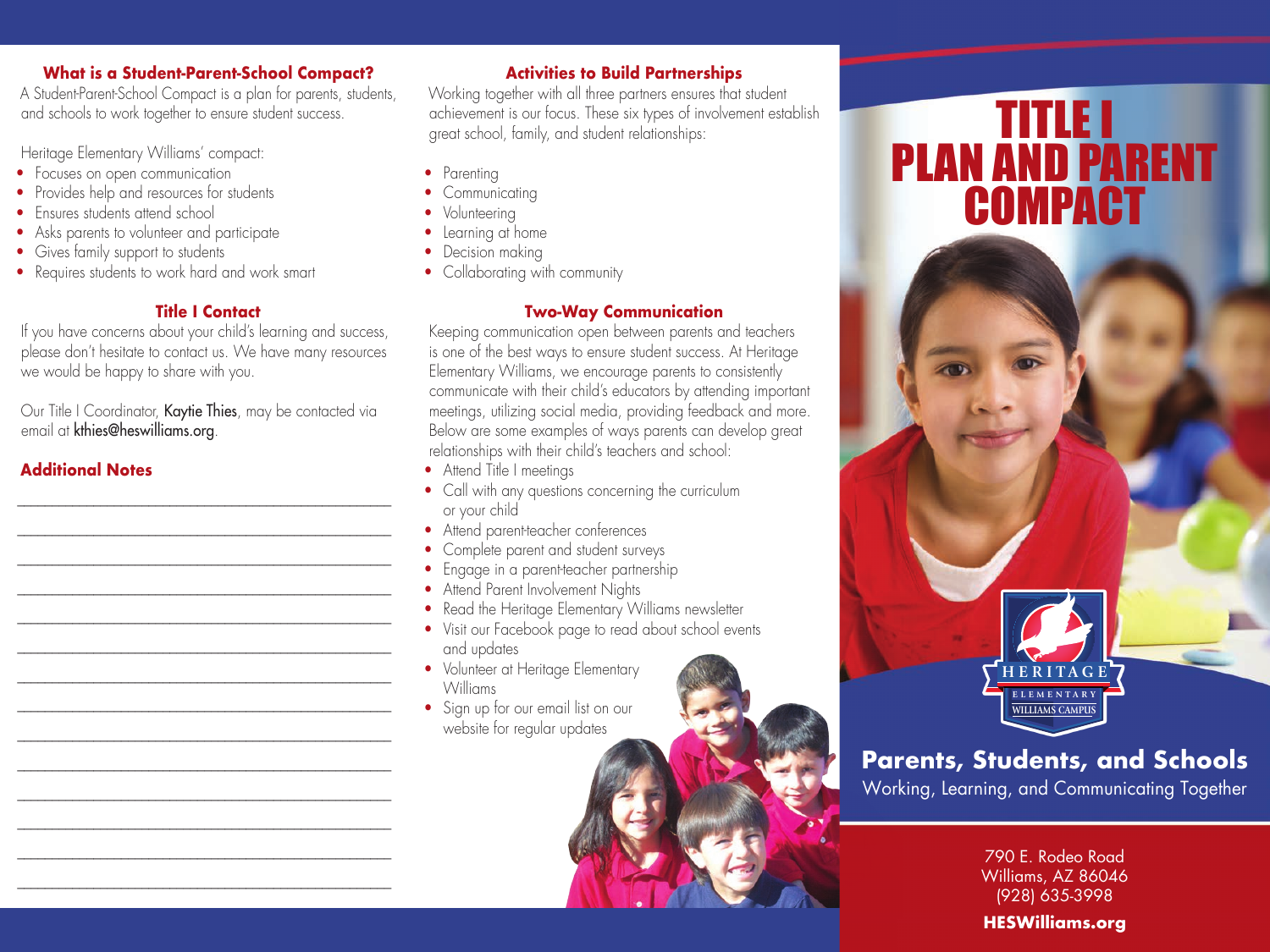## What is a Student-Parent-School Compact?

A Student-Parent-School Compact is a plan for parents, students, and schools to work together to ensure student success.

Heritage Elementary Williams' compact:

- Focuses on open communication
- Provides help and resources for students
- Ensures students attend school
- Asks parents to volunteer and participate
- Gives family support to students
- Requires students to work hard and work smart

## Title I Contact

If you have concerns about your child's learning and success, please don't hesitate to contact us. We have many resources we would be happy to share with you.

Our Title I Coordinator, Kaytie Thies, may be contacted via email at kthies@heswilliams.org.

## Additional Notes

______________________________________________

______________________________________________

______________________________________________

______________________________________________

______________________________________________

______________________________________________

______________________________________________

______________________________________________

______________________________________________

______________________________________________

______________________________________________

______________________________________________

______________________________________________

______________________________________________

## Activities to Build Partnerships

Working together with all three partners ensures that student achievement is our focus. These six types of involvement establish great school, family, and student relationships:

- Parenting
- Communicating
- Volunteering
- Learning at home
- Decision making
- Collaborating with community

## Two-Way Communication

Keeping communication open between parents and teachers is one of the best ways to ensure student success. At Heritage Elementary Williams, we encourage parents to consistently communicate with their child's educators by attending important meetings, utilizing social media, providing feedback and more. Below are some examples of ways parents can develop great relationships with their child's teachers and school:

- Attend Title I meetings
- Call with any questions concerning the curriculum or your child
- Attend parent-teacher conferences
- Complete parent and student surveys
- Engage in a parent-teacher partnership
- Attend Parent Involvement Nights
- Read the Heritage Elementary Williams newsletter
- Visit our Facebook page to read about school events and updates
- Volunteer at Heritage Elementary Williams
- Sign up for our email list on our website for regular updates

# TITLE I PLAN AND PARENT COMPACT

HERITAGE ELEMENTARY WILLIAMS CAMPUS

**Parents, Students, and Schools**

Working, Learning, and Communicating Together

790 E. Rodeo Road
Williams, AZ 86046
(928) 635-3998

**HESWilliams.org**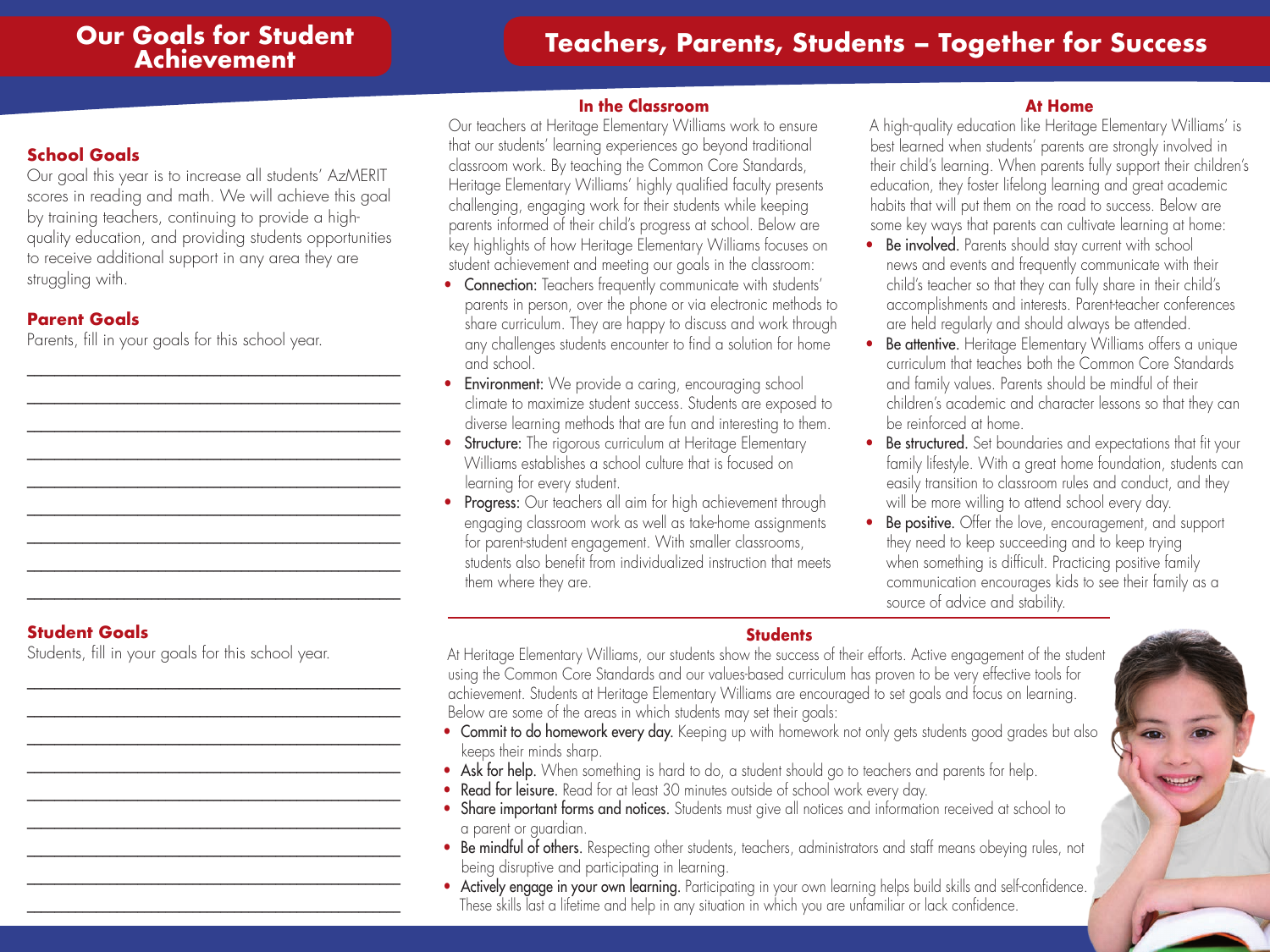# Our Goals for Student Achievement

## School Goals

Our goal this year is to increase all students' AzMERIT scores in reading and math. We will achieve this goal by training teachers, continuing to provide a high-quality education, and providing students opportunities to receive additional support in any area they are struggling with.

## Parent Goals

Parents, fill in your goals for this school year.

______________________________________

______________________________________

______________________________________

______________________________________

______________________________________

______________________________________

______________________________________

______________________________________

______________________________________

## Student Goals

Students, fill in your goals for this school year.

______________________________________

______________________________________

______________________________________

______________________________________

______________________________________

______________________________________

______________________________________

______________________________________

______________________________________

# Teachers, Parents, Students – Together for Success

## In the Classroom

Our teachers at Heritage Elementary Williams work to ensure that our students' learning experiences go beyond traditional classroom work. By teaching the Common Core Standards, Heritage Elementary Williams' highly qualified faculty presents challenging, engaging work for their students while keeping parents informed of their child's progress at school. Below are key highlights of how Heritage Elementary Williams focuses on student achievement and meeting our goals in the classroom:

- **Connection:** Teachers frequently communicate with students' parents in person, over the phone or via electronic methods to share curriculum. They are happy to discuss and work through any challenges students encounter to find a solution for home and school.
- **Environment:** We provide a caring, encouraging school climate to maximize student success. Students are exposed to diverse learning methods that are fun and interesting to them.
- **Structure:** The rigorous curriculum at Heritage Elementary Williams establishes a school culture that is focused on learning for every student.
- **Progress:** Our teachers all aim for high achievement through engaging classroom work as well as take-home assignments for parent-student engagement. With smaller classrooms, students also benefit from individualized instruction that meets them where they are.

## At Home

A high-quality education like Heritage Elementary Williams' is best learned when students' parents are strongly involved in their child's learning. When parents fully support their children's education, they foster lifelong learning and great academic habits that will put them on the road to success. Below are some key ways that parents can cultivate learning at home:

- **Be involved.** Parents should stay current with school news and events and frequently communicate with their child's teacher so that they can fully share in their child's accomplishments and interests. Parent-teacher conferences are held regularly and should always be attended.
- **Be attentive.** Heritage Elementary Williams offers a unique curriculum that teaches both the Common Core Standards and family values. Parents should be mindful of their children's academic and character lessons so that they can be reinforced at home.
- **Be structured.** Set boundaries and expectations that fit your family lifestyle. With a great home foundation, students can easily transition to classroom rules and conduct, and they will be more willing to attend school every day.
- **Be positive.** Offer the love, encouragement, and support they need to keep succeeding and to keep trying when something is difficult. Practicing positive family communication encourages kids to see their family as a source of advice and stability.

## Students

At Heritage Elementary Williams, our students show the success of their efforts. Active engagement of the student using the Common Core Standards and our values-based curriculum has proven to be very effective tools for achievement. Students at Heritage Elementary Williams are encouraged to set goals and focus on learning. Below are some of the areas in which students may set their goals:

- **Commit to do homework every day.** Keeping up with homework not only gets students good grades but also keeps their minds sharp.
- **Ask for help.** When something is hard to do, a student should go to teachers and parents for help.
- **Read for leisure.** Read for at least 30 minutes outside of school work every day.
- **Share important forms and notices.** Students must give all notices and information received at school to a parent or guardian.
- **Be mindful of others.** Respecting other students, teachers, administrators and staff means obeying rules, not being disruptive and participating in learning.
- **Actively engage in your own learning.** Participating in your own learning helps build skills and self-confidence. These skills last a lifetime and help in any situation in which you are unfamiliar or lack confidence.